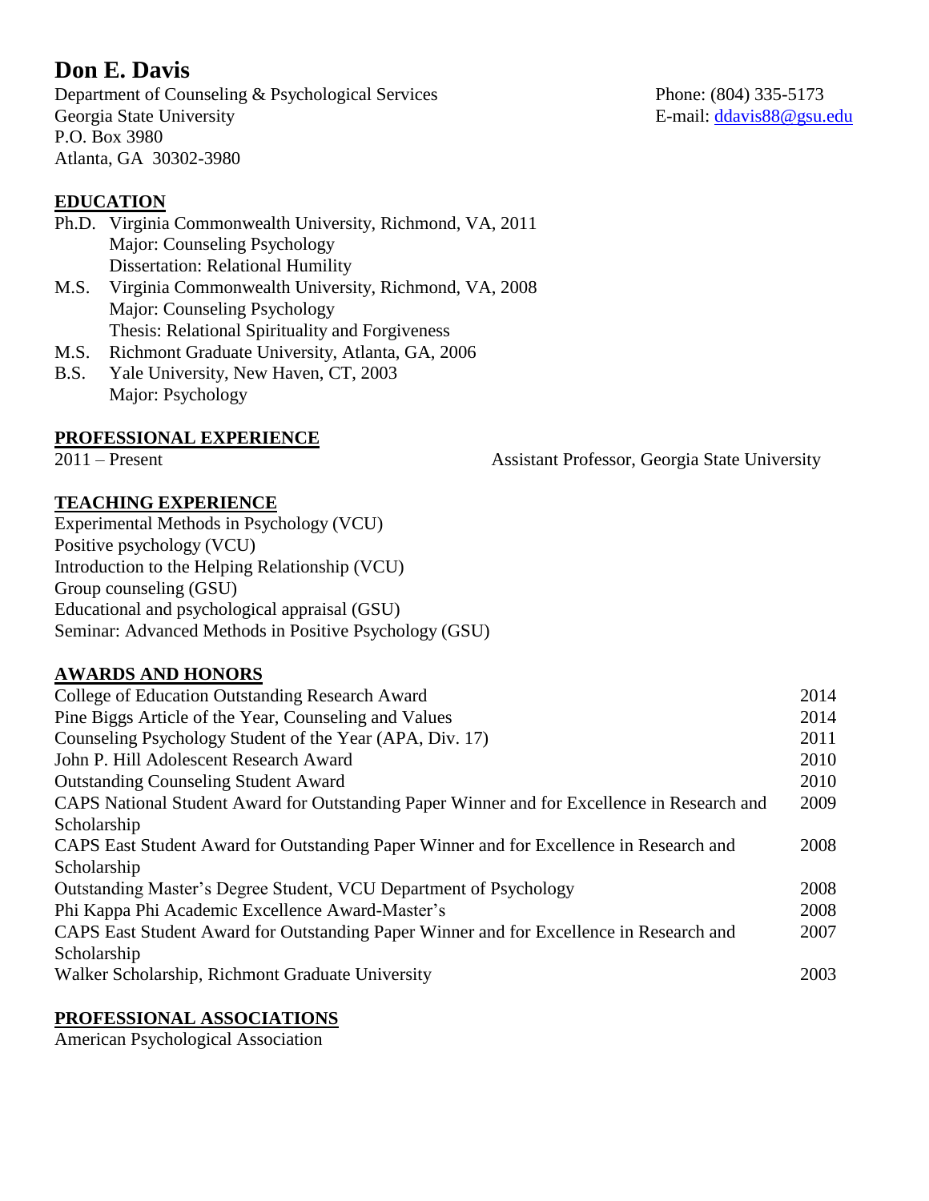# Don E. Davis

Department of Counseling & Psychological Services
Georgia State University
P.O. Box 3980
Atlanta, GA 30302-3980

Phone: (804) 335-5173
E-mail: ddavis88@gsu.edu

## EDUCATION

Ph.D. Virginia Commonwealth University, Richmond, VA, 2011
Major: Counseling Psychology
Dissertation: Relational Humility

M.S. Virginia Commonwealth University, Richmond, VA, 2008
Major: Counseling Psychology
Thesis: Relational Spirituality and Forgiveness

M.S. Richmont Graduate University, Atlanta, GA, 2006

B.S. Yale University, New Haven, CT, 2003
Major: Psychology

## PROFESSIONAL EXPERIENCE

2011 – Present Assistant Professor, Georgia State University

## TEACHING EXPERIENCE

Experimental Methods in Psychology (VCU)
Positive psychology (VCU)
Introduction to the Helping Relationship (VCU)
Group counseling (GSU)
Educational and psychological appraisal (GSU)
Seminar: Advanced Methods in Positive Psychology (GSU)

## AWARDS AND HONORS

| Award | Year |
|---|---|
| College of Education Outstanding Research Award | 2014 |
| Pine Biggs Article of the Year, Counseling and Values | 2014 |
| Counseling Psychology Student of the Year (APA, Div. 17) | 2011 |
| John P. Hill Adolescent Research Award | 2010 |
| Outstanding Counseling Student Award | 2010 |
| CAPS National Student Award for Outstanding Paper Winner and for Excellence in Research and Scholarship | 2009 |
| CAPS East Student Award for Outstanding Paper Winner and for Excellence in Research and Scholarship | 2008 |
| Outstanding Master's Degree Student, VCU Department of Psychology | 2008 |
| Phi Kappa Phi Academic Excellence Award-Master's | 2008 |
| CAPS East Student Award for Outstanding Paper Winner and for Excellence in Research and Scholarship | 2007 |
| Walker Scholarship, Richmont Graduate University | 2003 |

## PROFESSIONAL ASSOCIATIONS

American Psychological Association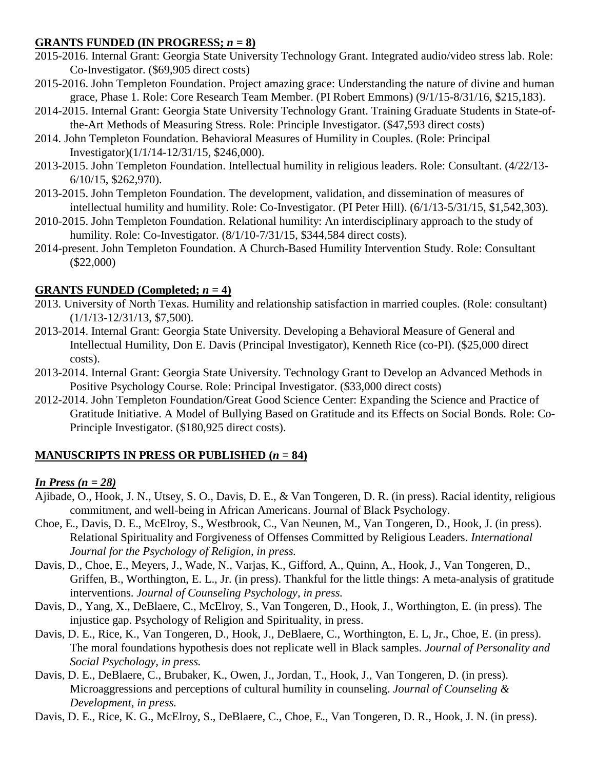## **GRANTS FUNDED (IN PROGRESS; *n* = 8)**

2015-2016. Internal Grant: Georgia State University Technology Grant. Integrated audio/video stress lab. Role: Co-Investigator. ($69,905 direct costs)

2015-2016. John Templeton Foundation. Project amazing grace: Understanding the nature of divine and human grace, Phase 1. Role: Core Research Team Member. (PI Robert Emmons) (9/1/15-8/31/16, $215,183).

2014-2015. Internal Grant: Georgia State University Technology Grant. Training Graduate Students in State-of-the-Art Methods of Measuring Stress. Role: Principle Investigator. ($47,593 direct costs)

2014. John Templeton Foundation. Behavioral Measures of Humility in Couples. (Role: Principal Investigator)(1/1/14-12/31/15, $246,000).

2013-2015. John Templeton Foundation. Intellectual humility in religious leaders. Role: Consultant. (4/22/13-6/10/15, $262,970).

2013-2015. John Templeton Foundation. The development, validation, and dissemination of measures of intellectual humility and humility. Role: Co-Investigator. (PI Peter Hill). (6/1/13-5/31/15, $1,542,303).

2010-2015. John Templeton Foundation. Relational humility: An interdisciplinary approach to the study of humility. Role: Co-Investigator. (8/1/10-7/31/15, $344,584 direct costs).

2014-present. John Templeton Foundation. A Church-Based Humility Intervention Study. Role: Consultant ($22,000)

## **GRANTS FUNDED (Completed; *n* = 4)**

2013. University of North Texas. Humility and relationship satisfaction in married couples. (Role: consultant) (1/1/13-12/31/13, $7,500).

2013-2014. Internal Grant: Georgia State University. Developing a Behavioral Measure of General and Intellectual Humility, Don E. Davis (Principal Investigator), Kenneth Rice (co-PI). ($25,000 direct costs).

2013-2014. Internal Grant: Georgia State University. Technology Grant to Develop an Advanced Methods in Positive Psychology Course. Role: Principal Investigator. ($33,000 direct costs)

2012-2014. John Templeton Foundation/Great Good Science Center: Expanding the Science and Practice of Gratitude Initiative. A Model of Bullying Based on Gratitude and its Effects on Social Bonds. Role: Co-Principle Investigator. ($180,925 direct costs).

## **MANUSCRIPTS IN PRESS OR PUBLISHED (*n* = 84)**

### ***In Press (n = 28)***

Ajibade, O., Hook, J. N., Utsey, S. O., Davis, D. E., & Van Tongeren, D. R. (in press). Racial identity, religious commitment, and well-being in African Americans. Journal of Black Psychology.

Choe, E., Davis, D. E., McElroy, S., Westbrook, C., Van Neunen, M., Van Tongeren, D., Hook, J. (in press). Relational Spirituality and Forgiveness of Offenses Committed by Religious Leaders. *International Journal for the Psychology of Religion, in press.*

Davis, D., Choe, E., Meyers, J., Wade, N., Varjas, K., Gifford, A., Quinn, A., Hook, J., Van Tongeren, D., Griffen, B., Worthington, E. L., Jr. (in press). Thankful for the little things: A meta-analysis of gratitude interventions. *Journal of Counseling Psychology, in press.*

Davis, D., Yang, X., DeBlaere, C., McElroy, S., Van Tongeren, D., Hook, J., Worthington, E. (in press). The injustice gap. Psychology of Religion and Spirituality, in press.

Davis, D. E., Rice, K., Van Tongeren, D., Hook, J., DeBlaere, C., Worthington, E. L, Jr., Choe, E. (in press). The moral foundations hypothesis does not replicate well in Black samples. *Journal of Personality and Social Psychology, in press.*

Davis, D. E., DeBlaere, C., Brubaker, K., Owen, J., Jordan, T., Hook, J., Van Tongeren, D. (in press). Microaggressions and perceptions of cultural humility in counseling. *Journal of Counseling & Development, in press.*

Davis, D. E., Rice, K. G., McElroy, S., DeBlaere, C., Choe, E., Van Tongeren, D. R., Hook, J. N. (in press).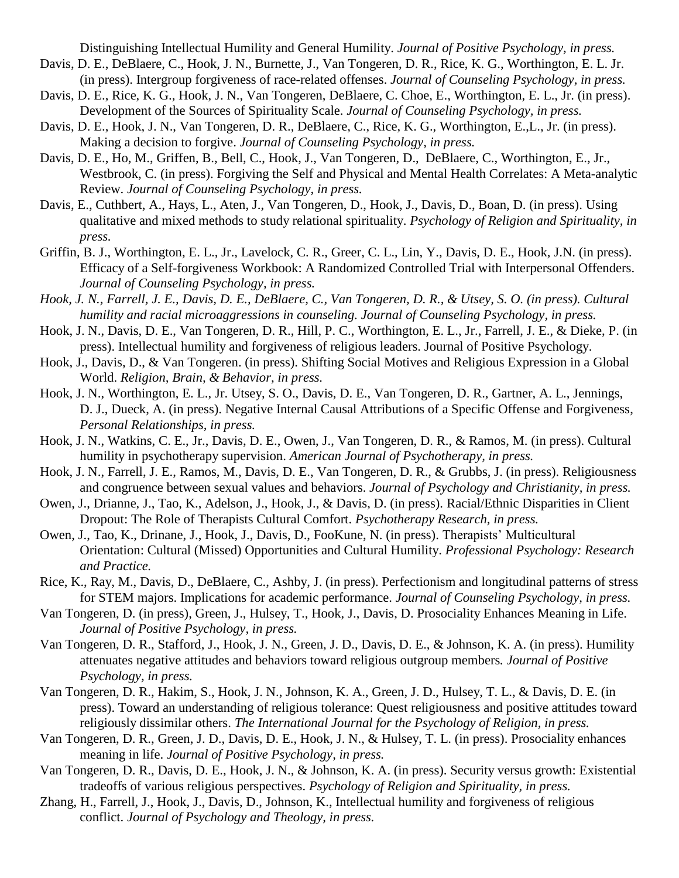Distinguishing Intellectual Humility and General Humility. *Journal of Positive Psychology, in press.*

Davis, D. E., DeBlaere, C., Hook, J. N., Burnette, J., Van Tongeren, D. R., Rice, K. G., Worthington, E. L. Jr. (in press). Intergroup forgiveness of race-related offenses. *Journal of Counseling Psychology, in press.*

Davis, D. E., Rice, K. G., Hook, J. N., Van Tongeren, DeBlaere, C. Choe, E., Worthington, E. L., Jr. (in press). Development of the Sources of Spirituality Scale. *Journal of Counseling Psychology, in press.*

Davis, D. E., Hook, J. N., Van Tongeren, D. R., DeBlaere, C., Rice, K. G., Worthington, E.,L., Jr. (in press). Making a decision to forgive. *Journal of Counseling Psychology, in press.*

Davis, D. E., Ho, M., Griffen, B., Bell, C., Hook, J., Van Tongeren, D., DeBlaere, C., Worthington, E., Jr., Westbrook, C. (in press). Forgiving the Self and Physical and Mental Health Correlates: A Meta-analytic Review. *Journal of Counseling Psychology, in press.*

Davis, E., Cuthbert, A., Hays, L., Aten, J., Van Tongeren, D., Hook, J., Davis, D., Boan, D. (in press). Using qualitative and mixed methods to study relational spirituality. *Psychology of Religion and Spirituality, in press.*

Griffin, B. J., Worthington, E. L., Jr., Lavelock, C. R., Greer, C. L., Lin, Y., Davis, D. E., Hook, J.N. (in press). Efficacy of a Self-forgiveness Workbook: A Randomized Controlled Trial with Interpersonal Offenders. *Journal of Counseling Psychology, in press.*

*Hook, J. N., Farrell, J. E., Davis, D. E., DeBlaere, C., Van Tongeren, D. R., & Utsey, S. O. (in press). Cultural humility and racial microaggressions in counseling. Journal of Counseling Psychology, in press.*

Hook, J. N., Davis, D. E., Van Tongeren, D. R., Hill, P. C., Worthington, E. L., Jr., Farrell, J. E., & Dieke, P. (in press). Intellectual humility and forgiveness of religious leaders. Journal of Positive Psychology.

Hook, J., Davis, D., & Van Tongeren. (in press). Shifting Social Motives and Religious Expression in a Global World. *Religion, Brain, & Behavior, in press.*

Hook, J. N., Worthington, E. L., Jr. Utsey, S. O., Davis, D. E., Van Tongeren, D. R., Gartner, A. L., Jennings, D. J., Dueck, A. (in press). Negative Internal Causal Attributions of a Specific Offense and Forgiveness, *Personal Relationships, in press.*

Hook, J. N., Watkins, C. E., Jr., Davis, D. E., Owen, J., Van Tongeren, D. R., & Ramos, M. (in press). Cultural humility in psychotherapy supervision. *American Journal of Psychotherapy, in press.*

Hook, J. N., Farrell, J. E., Ramos, M., Davis, D. E., Van Tongeren, D. R., & Grubbs, J. (in press). Religiousness and congruence between sexual values and behaviors. *Journal of Psychology and Christianity, in press.*

Owen, J., Drianne, J., Tao, K., Adelson, J., Hook, J., & Davis, D. (in press). Racial/Ethnic Disparities in Client Dropout: The Role of Therapists Cultural Comfort. *Psychotherapy Research, in press.*

Owen, J., Tao, K., Drinane, J., Hook, J., Davis, D., FooKune, N. (in press). Therapists' Multicultural Orientation: Cultural (Missed) Opportunities and Cultural Humility. *Professional Psychology: Research and Practice.*

Rice, K., Ray, M., Davis, D., DeBlaere, C., Ashby, J. (in press). Perfectionism and longitudinal patterns of stress for STEM majors. Implications for academic performance. *Journal of Counseling Psychology, in press.*

Van Tongeren, D. (in press), Green, J., Hulsey, T., Hook, J., Davis, D. Prosociality Enhances Meaning in Life. *Journal of Positive Psychology, in press.*

Van Tongeren, D. R., Stafford, J., Hook, J. N., Green, J. D., Davis, D. E., & Johnson, K. A. (in press). Humility attenuates negative attitudes and behaviors toward religious outgroup members. *Journal of Positive Psychology, in press.*

Van Tongeren, D. R., Hakim, S., Hook, J. N., Johnson, K. A., Green, J. D., Hulsey, T. L., & Davis, D. E. (in press). Toward an understanding of religious tolerance: Quest religiousness and positive attitudes toward religiously dissimilar others. *The International Journal for the Psychology of Religion, in press.*

Van Tongeren, D. R., Green, J. D., Davis, D. E., Hook, J. N., & Hulsey, T. L. (in press). Prosociality enhances meaning in life. *Journal of Positive Psychology, in press.*

Van Tongeren, D. R., Davis, D. E., Hook, J. N., & Johnson, K. A. (in press). Security versus growth: Existential tradeoffs of various religious perspectives. *Psychology of Religion and Spirituality, in press.*

Zhang, H., Farrell, J., Hook, J., Davis, D., Johnson, K., Intellectual humility and forgiveness of religious conflict. *Journal of Psychology and Theology, in press.*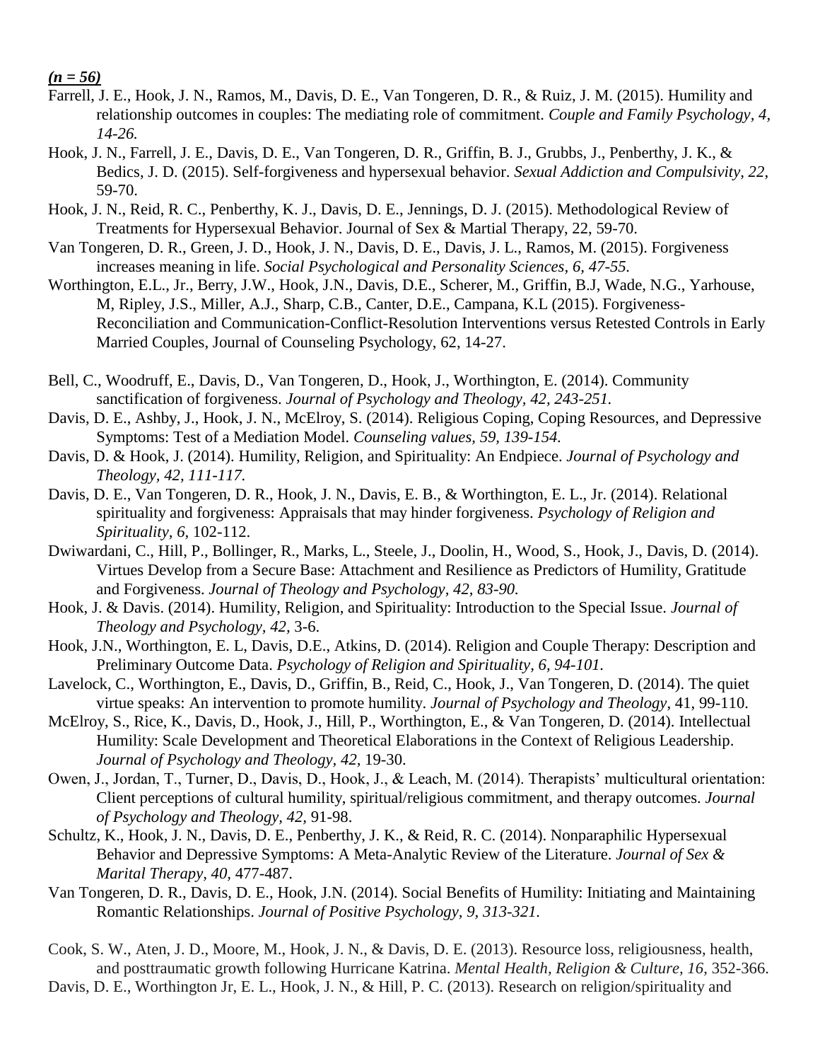***(n = 56)***

Farrell, J. E., Hook, J. N., Ramos, M., Davis, D. E., Van Tongeren, D. R., & Ruiz, J. M. (2015). Humility and relationship outcomes in couples: The mediating role of commitment. *Couple and Family Psychology, 4, 14-26.*

Hook, J. N., Farrell, J. E., Davis, D. E., Van Tongeren, D. R., Griffin, B. J., Grubbs, J., Penberthy, J. K., & Bedics, J. D. (2015). Self-forgiveness and hypersexual behavior. *Sexual Addiction and Compulsivity, 22*, 59-70.

Hook, J. N., Reid, R. C., Penberthy, K. J., Davis, D. E., Jennings, D. J. (2015). Methodological Review of Treatments for Hypersexual Behavior. Journal of Sex & Martial Therapy, 22, 59-70.

Van Tongeren, D. R., Green, J. D., Hook, J. N., Davis, D. E., Davis, J. L., Ramos, M. (2015). Forgiveness increases meaning in life. *Social Psychological and Personality Sciences, 6, 47-55.*

Worthington, E.L., Jr., Berry, J.W., Hook, J.N., Davis, D.E., Scherer, M., Griffin, B.J, Wade, N.G., Yarhouse, M, Ripley, J.S., Miller, A.J., Sharp, C.B., Canter, D.E., Campana, K.L (2015). Forgiveness-Reconciliation and Communication-Conflict-Resolution Interventions versus Retested Controls in Early Married Couples, Journal of Counseling Psychology, 62, 14-27.

Bell, C., Woodruff, E., Davis, D., Van Tongeren, D., Hook, J., Worthington, E. (2014). Community sanctification of forgiveness. *Journal of Psychology and Theology, 42, 243-251.*

Davis, D. E., Ashby, J., Hook, J. N., McElroy, S. (2014). Religious Coping, Coping Resources, and Depressive Symptoms: Test of a Mediation Model. *Counseling values, 59, 139-154.*

Davis, D. & Hook, J. (2014). Humility, Religion, and Spirituality: An Endpiece. *Journal of Psychology and Theology, 42, 111-117.*

Davis, D. E., Van Tongeren, D. R., Hook, J. N., Davis, E. B., & Worthington, E. L., Jr. (2014). Relational spirituality and forgiveness: Appraisals that may hinder forgiveness. *Psychology of Religion and Spirituality, 6,* 102-112.

Dwiwardani, C., Hill, P., Bollinger, R., Marks, L., Steele, J., Doolin, H., Wood, S., Hook, J., Davis, D. (2014). Virtues Develop from a Secure Base: Attachment and Resilience as Predictors of Humility, Gratitude and Forgiveness. *Journal of Theology and Psychology, 42, 83-90.*

Hook, J. & Davis. (2014). Humility, Religion, and Spirituality: Introduction to the Special Issue. *Journal of Theology and Psychology, 42,* 3-6.

Hook, J.N., Worthington, E. L, Davis, D.E., Atkins, D. (2014). Religion and Couple Therapy: Description and Preliminary Outcome Data. *Psychology of Religion and Spirituality, 6, 94-101.*

Lavelock, C., Worthington, E., Davis, D., Griffin, B., Reid, C., Hook, J., Van Tongeren, D. (2014). The quiet virtue speaks: An intervention to promote humility. *Journal of Psychology and Theology*, 41, 99-110.

McElroy, S., Rice, K., Davis, D., Hook, J., Hill, P., Worthington, E., & Van Tongeren, D. (2014). Intellectual Humility: Scale Development and Theoretical Elaborations in the Context of Religious Leadership. *Journal of Psychology and Theology, 42,* 19-30.

Owen, J., Jordan, T., Turner, D., Davis, D., Hook, J., & Leach, M. (2014). Therapists' multicultural orientation: Client perceptions of cultural humility, spiritual/religious commitment, and therapy outcomes. *Journal of Psychology and Theology, 42,* 91-98.

Schultz, K., Hook, J. N., Davis, D. E., Penberthy, J. K., & Reid, R. C. (2014). Nonparaphilic Hypersexual Behavior and Depressive Symptoms: A Meta-Analytic Review of the Literature. *Journal of Sex & Marital Therapy, 40,* 477-487.

Van Tongeren, D. R., Davis, D. E., Hook, J.N. (2014). Social Benefits of Humility: Initiating and Maintaining Romantic Relationships. *Journal of Positive Psychology, 9, 313-321.*

Cook, S. W., Aten, J. D., Moore, M., Hook, J. N., & Davis, D. E. (2013). Resource loss, religiousness, health, and posttraumatic growth following Hurricane Katrina. *Mental Health, Religion & Culture, 16*, 352-366.

Davis, D. E., Worthington Jr, E. L., Hook, J. N., & Hill, P. C. (2013). Research on religion/spirituality and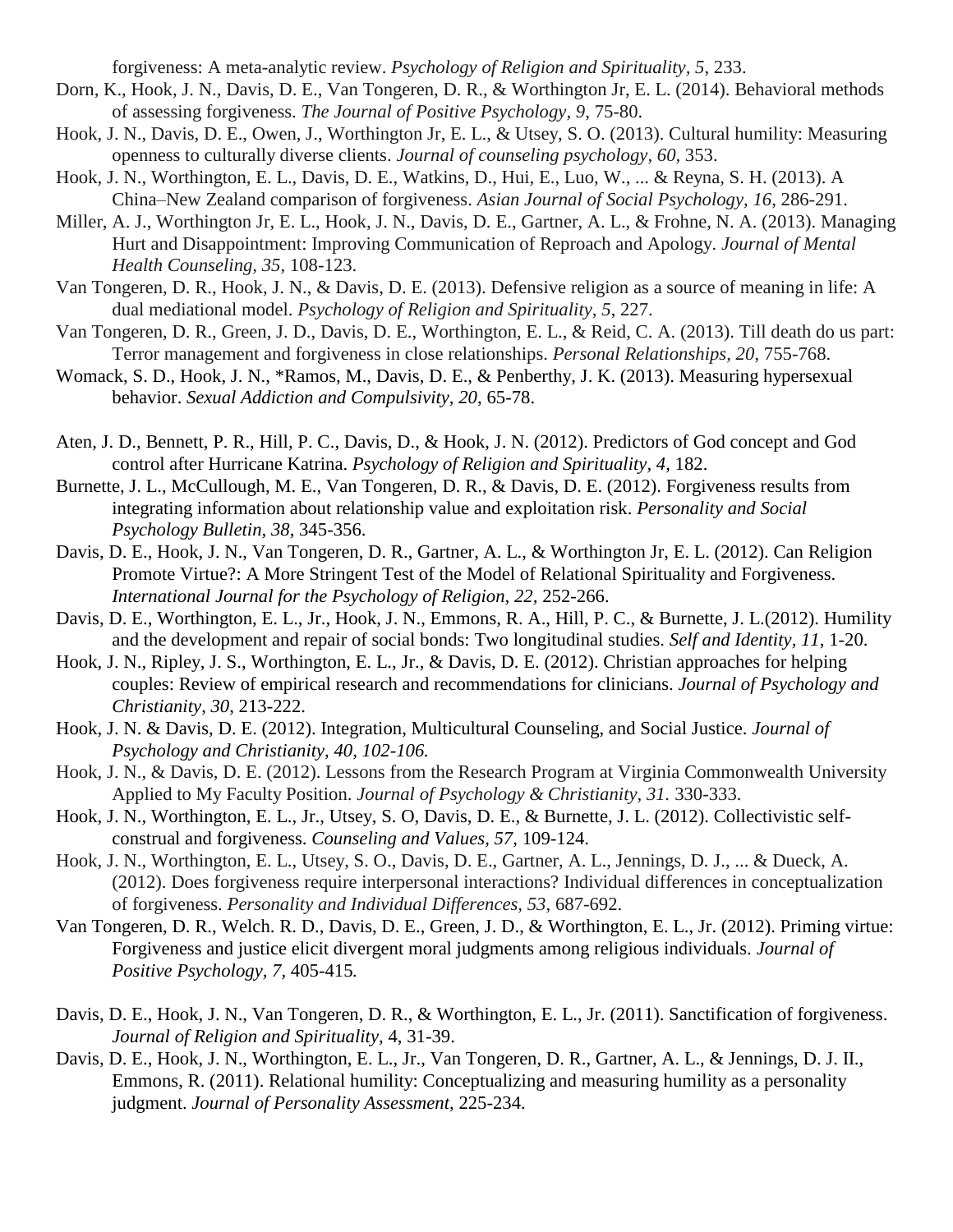forgiveness: A meta-analytic review. *Psychology of Religion and Spirituality, 5*, 233.

Dorn, K., Hook, J. N., Davis, D. E., Van Tongeren, D. R., & Worthington Jr, E. L. (2014). Behavioral methods of assessing forgiveness. *The Journal of Positive Psychology, 9*, 75-80.

Hook, J. N., Davis, D. E., Owen, J., Worthington Jr, E. L., & Utsey, S. O. (2013). Cultural humility: Measuring openness to culturally diverse clients. *Journal of counseling psychology, 60*, 353.

Hook, J. N., Worthington, E. L., Davis, D. E., Watkins, D., Hui, E., Luo, W., ... & Reyna, S. H. (2013). A China–New Zealand comparison of forgiveness. *Asian Journal of Social Psychology, 16*, 286-291.

Miller, A. J., Worthington Jr, E. L., Hook, J. N., Davis, D. E., Gartner, A. L., & Frohne, N. A. (2013). Managing Hurt and Disappointment: Improving Communication of Reproach and Apology. *Journal of Mental Health Counseling, 35*, 108-123.

Van Tongeren, D. R., Hook, J. N., & Davis, D. E. (2013). Defensive religion as a source of meaning in life: A dual mediational model. *Psychology of Religion and Spirituality, 5*, 227.

Van Tongeren, D. R., Green, J. D., Davis, D. E., Worthington, E. L., & Reid, C. A. (2013). Till death do us part: Terror management and forgiveness in close relationships. *Personal Relationships, 20*, 755-768.

Womack, S. D., Hook, J. N., *Ramos, M., Davis, D. E., & Penberthy, J. K. (2013). Measuring hypersexual behavior. *Sexual Addiction and Compulsivity, 20*, 65-78.

Aten, J. D., Bennett, P. R., Hill, P. C., Davis, D., & Hook, J. N. (2012). Predictors of God concept and God control after Hurricane Katrina. *Psychology of Religion and Spirituality, 4*, 182.

Burnette, J. L., McCullough, M. E., Van Tongeren, D. R., & Davis, D. E. (2012). Forgiveness results from integrating information about relationship value and exploitation risk. *Personality and Social Psychology Bulletin, 38*, 345-356.

Davis, D. E., Hook, J. N., Van Tongeren, D. R., Gartner, A. L., & Worthington Jr, E. L. (2012). Can Religion Promote Virtue?: A More Stringent Test of the Model of Relational Spirituality and Forgiveness. *International Journal for the Psychology of Religion, 22,* 252-266.

Davis, D. E., Worthington, E. L., Jr., Hook, J. N., Emmons, R. A., Hill, P. C., & Burnette, J. L.(2012). Humility and the development and repair of social bonds: Two longitudinal studies. *Self and Identity, 11*, 1-20.

Hook, J. N., Ripley, J. S., Worthington, E. L., Jr., & Davis, D. E. (2012). Christian approaches for helping couples: Review of empirical research and recommendations for clinicians. *Journal of Psychology and Christianity, 30*, 213-222.

Hook, J. N. & Davis, D. E. (2012). Integration, Multicultural Counseling, and Social Justice. *Journal of Psychology and Christianity, 40, 102-106.*

Hook, J. N., & Davis, D. E. (2012). Lessons from the Research Program at Virginia Commonwealth University Applied to My Faculty Position. *Journal of Psychology & Christianity, 31.* 330-333.

Hook, J. N., Worthington, E. L., Jr., Utsey, S. O, Davis, D. E., & Burnette, J. L. (2012). Collectivistic self-construal and forgiveness. *Counseling and Values, 57*, 109-124.

Hook, J. N., Worthington, E. L., Utsey, S. O., Davis, D. E., Gartner, A. L., Jennings, D. J., ... & Dueck, A. (2012). Does forgiveness require interpersonal interactions? Individual differences in conceptualization of forgiveness. *Personality and Individual Differences, 53*, 687-692.

Van Tongeren, D. R., Welch. R. D., Davis, D. E., Green, J. D., & Worthington, E. L., Jr. (2012). Priming virtue: Forgiveness and justice elicit divergent moral judgments among religious individuals. *Journal of Positive Psychology, 7,* 405-415*.*

Davis, D. E., Hook, J. N., Van Tongeren, D. R., & Worthington, E. L., Jr. (2011). Sanctification of forgiveness. *Journal of Religion and Spirituality,* 4, 31-39.

Davis, D. E., Hook, J. N., Worthington, E. L., Jr., Van Tongeren, D. R., Gartner, A. L., & Jennings, D. J. II., Emmons, R. (2011). Relational humility: Conceptualizing and measuring humility as a personality judgment. *Journal of Personality Assessment*, 225-234.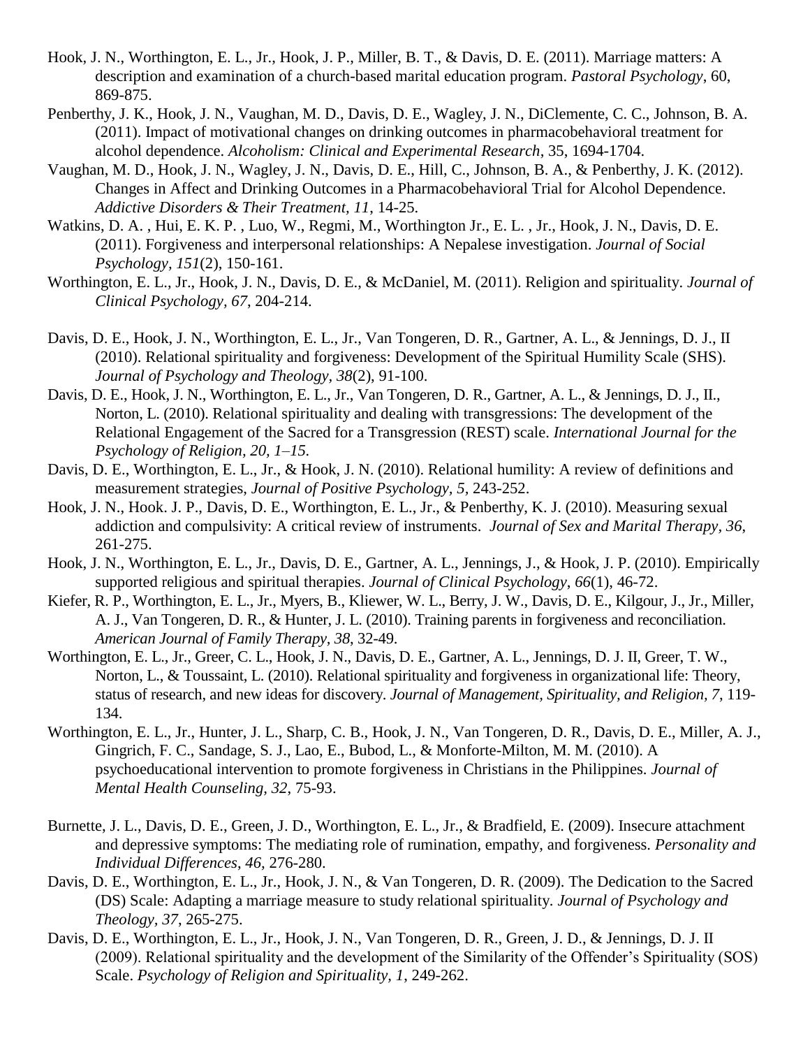Hook, J. N., Worthington, E. L., Jr., Hook, J. P., Miller, B. T., & Davis, D. E. (2011). Marriage matters: A description and examination of a church-based marital education program. *Pastoral Psychology*, 60, 869-875.

Penberthy, J. K., Hook, J. N., Vaughan, M. D., Davis, D. E., Wagley, J. N., DiClemente, C. C., Johnson, B. A. (2011). Impact of motivational changes on drinking outcomes in pharmacobehavioral treatment for alcohol dependence. *Alcoholism: Clinical and Experimental Research*, 35, 1694-1704.

Vaughan, M. D., Hook, J. N., Wagley, J. N., Davis, D. E., Hill, C., Johnson, B. A., & Penberthy, J. K. (2012). Changes in Affect and Drinking Outcomes in a Pharmacobehavioral Trial for Alcohol Dependence. *Addictive Disorders & Their Treatment, 11*, 14-25.

Watkins, D. A. , Hui, E. K. P. , Luo, W., Regmi, M., Worthington Jr., E. L. , Jr., Hook, J. N., Davis, D. E. (2011). Forgiveness and interpersonal relationships: A Nepalese investigation. *Journal of Social Psychology, 151*(2), 150-161.

Worthington, E. L., Jr., Hook, J. N., Davis, D. E., & McDaniel, M. (2011). Religion and spirituality. *Journal of Clinical Psychology*, *67*, 204-214.

Davis, D. E., Hook, J. N., Worthington, E. L., Jr., Van Tongeren, D. R., Gartner, A. L., & Jennings, D. J., II (2010). Relational spirituality and forgiveness: Development of the Spiritual Humility Scale (SHS). *Journal of Psychology and Theology, 38*(2), 91-100.

Davis, D. E., Hook, J. N., Worthington, E. L., Jr., Van Tongeren, D. R., Gartner, A. L., & Jennings, D. J., II., Norton, L. (2010). Relational spirituality and dealing with transgressions: The development of the Relational Engagement of the Sacred for a Transgression (REST) scale. *International Journal for the Psychology of Religion, 20, 1–15.*

Davis, D. E., Worthington, E. L., Jr., & Hook, J. N. (2010). Relational humility: A review of definitions and measurement strategies, *Journal of Positive Psychology, 5*, 243-252.

Hook, J. N., Hook. J. P., Davis, D. E., Worthington, E. L., Jr., & Penberthy, K. J. (2010). Measuring sexual addiction and compulsivity: A critical review of instruments. *Journal of Sex and Marital Therapy, 36*, 261-275.

Hook, J. N., Worthington, E. L., Jr., Davis, D. E., Gartner, A. L., Jennings, J., & Hook, J. P. (2010). Empirically supported religious and spiritual therapies. *Journal of Clinical Psychology*, *66*(1), 46-72.

Kiefer, R. P., Worthington, E. L., Jr., Myers, B., Kliewer, W. L., Berry, J. W., Davis, D. E., Kilgour, J., Jr., Miller, A. J., Van Tongeren, D. R., & Hunter, J. L. (2010). Training parents in forgiveness and reconciliation. *American Journal of Family Therapy*, *38*, 32-49.

Worthington, E. L., Jr., Greer, C. L., Hook, J. N., Davis, D. E., Gartner, A. L., Jennings, D. J. II, Greer, T. W., Norton, L., & Toussaint, L. (2010). Relational spirituality and forgiveness in organizational life: Theory, status of research, and new ideas for discovery. *Journal of Management, Spirituality, and Religion, 7*, 119-134.

Worthington, E. L., Jr., Hunter, J. L., Sharp, C. B., Hook, J. N., Van Tongeren, D. R., Davis, D. E., Miller, A. J., Gingrich, F. C., Sandage, S. J., Lao, E., Bubod, L., & Monforte-Milton, M. M. (2010). A psychoeducational intervention to promote forgiveness in Christians in the Philippines. *Journal of Mental Health Counseling, 32*, 75-93.

Burnette, J. L., Davis, D. E., Green, J. D., Worthington, E. L., Jr., & Bradfield, E. (2009). Insecure attachment and depressive symptoms: The mediating role of rumination, empathy, and forgiveness. *Personality and Individual Differences*, *46*, 276-280.

Davis, D. E., Worthington, E. L., Jr., Hook, J. N., & Van Tongeren, D. R. (2009). The Dedication to the Sacred (DS) Scale: Adapting a marriage measure to study relational spirituality. *Journal of Psychology and Theology*, *37*, 265-275.

Davis, D. E., Worthington, E. L., Jr., Hook, J. N., Van Tongeren, D. R., Green, J. D., & Jennings, D. J. II (2009). Relational spirituality and the development of the Similarity of the Offender's Spirituality (SOS) Scale. *Psychology of Religion and Spirituality, 1*, 249-262.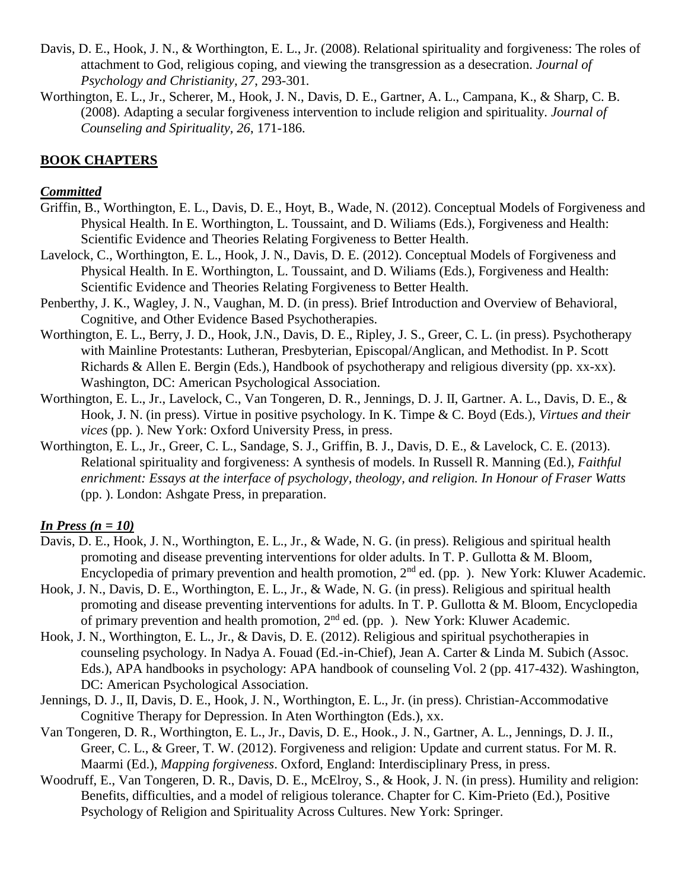Davis, D. E., Hook, J. N., & Worthington, E. L., Jr. (2008). Relational spirituality and forgiveness: The roles of attachment to God, religious coping, and viewing the transgression as a desecration. *Journal of Psychology and Christianity, 27,* 293-301.

Worthington, E. L., Jr., Scherer, M., Hook, J. N., Davis, D. E., Gartner, A. L., Campana, K., & Sharp, C. B. (2008). Adapting a secular forgiveness intervention to include religion and spirituality. *Journal of Counseling and Spirituality, 26*, 171-186.

## **BOOK CHAPTERS**

### ***Committed***

Griffin, B., Worthington, E. L., Davis, D. E., Hoyt, B., Wade, N. (2012). Conceptual Models of Forgiveness and Physical Health. In E. Worthington, L. Toussaint, and D. Wiliams (Eds.), Forgiveness and Health: Scientific Evidence and Theories Relating Forgiveness to Better Health.

Lavelock, C., Worthington, E. L., Hook, J. N., Davis, D. E. (2012). Conceptual Models of Forgiveness and Physical Health. In E. Worthington, L. Toussaint, and D. Wiliams (Eds.), Forgiveness and Health: Scientific Evidence and Theories Relating Forgiveness to Better Health.

Penberthy, J. K., Wagley, J. N., Vaughan, M. D. (in press). Brief Introduction and Overview of Behavioral, Cognitive, and Other Evidence Based Psychotherapies.

Worthington, E. L., Berry, J. D., Hook, J.N., Davis, D. E., Ripley, J. S., Greer, C. L. (in press). Psychotherapy with Mainline Protestants: Lutheran, Presbyterian, Episcopal/Anglican, and Methodist. In P. Scott Richards & Allen E. Bergin (Eds.), Handbook of psychotherapy and religious diversity (pp. xx-xx). Washington, DC: American Psychological Association.

Worthington, E. L., Jr., Lavelock, C., Van Tongeren, D. R., Jennings, D. J. II, Gartner. A. L., Davis, D. E., & Hook, J. N. (in press). Virtue in positive psychology. In K. Timpe & C. Boyd (Eds.), *Virtues and their vices* (pp. ). New York: Oxford University Press, in press.

Worthington, E. L., Jr., Greer, C. L., Sandage, S. J., Griffin, B. J., Davis, D. E., & Lavelock, C. E. (2013). Relational spirituality and forgiveness: A synthesis of models. In Russell R. Manning (Ed.), *Faithful enrichment: Essays at the interface of psychology, theology, and religion. In Honour of Fraser Watts* (pp. ). London: Ashgate Press, in preparation.

### ***In Press (n = 10)***

Davis, D. E., Hook, J. N., Worthington, E. L., Jr., & Wade, N. G. (in press). Religious and spiritual health promoting and disease preventing interventions for older adults. In T. P. Gullotta & M. Bloom, Encyclopedia of primary prevention and health promotion, 2nd ed. (pp. ). New York: Kluwer Academic.

Hook, J. N., Davis, D. E., Worthington, E. L., Jr., & Wade, N. G. (in press). Religious and spiritual health promoting and disease preventing interventions for adults. In T. P. Gullotta & M. Bloom, Encyclopedia of primary prevention and health promotion, 2nd ed. (pp. ). New York: Kluwer Academic.

Hook, J. N., Worthington, E. L., Jr., & Davis, D. E. (2012). Religious and spiritual psychotherapies in counseling psychology. In Nadya A. Fouad (Ed.-in-Chief), Jean A. Carter & Linda M. Subich (Assoc. Eds.), APA handbooks in psychology: APA handbook of counseling Vol. 2 (pp. 417-432). Washington, DC: American Psychological Association.

Jennings, D. J., II, Davis, D. E., Hook, J. N., Worthington, E. L., Jr. (in press). Christian-Accommodative Cognitive Therapy for Depression. In Aten Worthington (Eds.), xx.

Van Tongeren, D. R., Worthington, E. L., Jr., Davis, D. E., Hook., J. N., Gartner, A. L., Jennings, D. J. II., Greer, C. L., & Greer, T. W. (2012). Forgiveness and religion: Update and current status. For M. R. Maarmi (Ed.), *Mapping forgiveness*. Oxford, England: Interdisciplinary Press, in press.

Woodruff, E., Van Tongeren, D. R., Davis, D. E., McElroy, S., & Hook, J. N. (in press). Humility and religion: Benefits, difficulties, and a model of religious tolerance. Chapter for C. Kim-Prieto (Ed.), Positive Psychology of Religion and Spirituality Across Cultures. New York: Springer.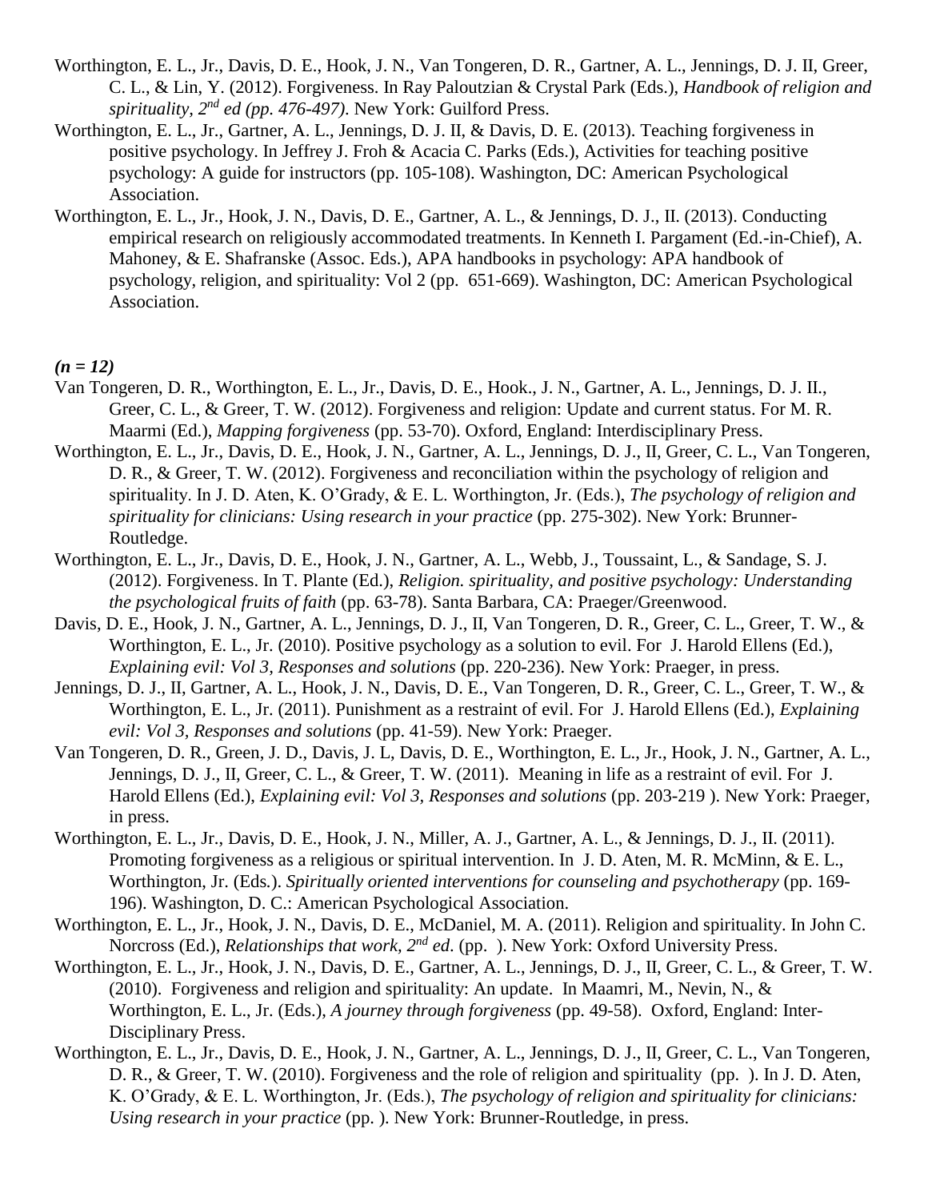Worthington, E. L., Jr., Davis, D. E., Hook, J. N., Van Tongeren, D. R., Gartner, A. L., Jennings, D. J. II, Greer, C. L., & Lin, Y. (2012). Forgiveness. In Ray Paloutzian & Crystal Park (Eds.), *Handbook of religion and spirituality, 2nd ed (pp. 476-497)*. New York: Guilford Press.

Worthington, E. L., Jr., Gartner, A. L., Jennings, D. J. II, & Davis, D. E. (2013). Teaching forgiveness in positive psychology. In Jeffrey J. Froh & Acacia C. Parks (Eds.), Activities for teaching positive psychology: A guide for instructors (pp. 105-108). Washington, DC: American Psychological Association.

Worthington, E. L., Jr., Hook, J. N., Davis, D. E., Gartner, A. L., & Jennings, D. J., II. (2013). Conducting empirical research on religiously accommodated treatments. In Kenneth I. Pargament (Ed.-in-Chief), A. Mahoney, & E. Shafranske (Assoc. Eds.), APA handbooks in psychology: APA handbook of psychology, religion, and spirituality: Vol 2 (pp. 651-669). Washington, DC: American Psychological Association.

***(n = 12)***

Van Tongeren, D. R., Worthington, E. L., Jr., Davis, D. E., Hook., J. N., Gartner, A. L., Jennings, D. J. II., Greer, C. L., & Greer, T. W. (2012). Forgiveness and religion: Update and current status. For M. R. Maarmi (Ed.), *Mapping forgiveness* (pp. 53-70). Oxford, England: Interdisciplinary Press.

Worthington, E. L., Jr., Davis, D. E., Hook, J. N., Gartner, A. L., Jennings, D. J., II, Greer, C. L., Van Tongeren, D. R., & Greer, T. W. (2012). Forgiveness and reconciliation within the psychology of religion and spirituality. In J. D. Aten, K. O'Grady, & E. L. Worthington, Jr. (Eds.), *The psychology of religion and spirituality for clinicians: Using research in your practice* (pp. 275-302). New York: Brunner-Routledge.

Worthington, E. L., Jr., Davis, D. E., Hook, J. N., Gartner, A. L., Webb, J., Toussaint, L., & Sandage, S. J. (2012). Forgiveness. In T. Plante (Ed.), *Religion. spirituality, and positive psychology: Understanding the psychological fruits of faith* (pp. 63-78). Santa Barbara, CA: Praeger/Greenwood.

Davis, D. E., Hook, J. N., Gartner, A. L., Jennings, D. J., II, Van Tongeren, D. R., Greer, C. L., Greer, T. W., & Worthington, E. L., Jr. (2010). Positive psychology as a solution to evil. For J. Harold Ellens (Ed.), *Explaining evil: Vol 3, Responses and solutions* (pp. 220-236). New York: Praeger, in press.

Jennings, D. J., II, Gartner, A. L., Hook, J. N., Davis, D. E., Van Tongeren, D. R., Greer, C. L., Greer, T. W., & Worthington, E. L., Jr. (2011). Punishment as a restraint of evil. For J. Harold Ellens (Ed.), *Explaining evil: Vol 3, Responses and solutions* (pp. 41-59). New York: Praeger.

Van Tongeren, D. R., Green, J. D., Davis, J. L, Davis, D. E., Worthington, E. L., Jr., Hook, J. N., Gartner, A. L., Jennings, D. J., II, Greer, C. L., & Greer, T. W. (2011). Meaning in life as a restraint of evil. For J. Harold Ellens (Ed.), *Explaining evil: Vol 3, Responses and solutions* (pp. 203-219 ). New York: Praeger, in press.

Worthington, E. L., Jr., Davis, D. E., Hook, J. N., Miller, A. J., Gartner, A. L., & Jennings, D. J., II. (2011). Promoting forgiveness as a religious or spiritual intervention. In J. D. Aten, M. R. McMinn, & E. L., Worthington, Jr. (Eds.). *Spiritually oriented interventions for counseling and psychotherapy* (pp. 169-196). Washington, D. C.: American Psychological Association.

Worthington, E. L., Jr., Hook, J. N., Davis, D. E., McDaniel, M. A. (2011). Religion and spirituality. In John C. Norcross (Ed.), *Relationships that work, 2nd ed*. (pp. ). New York: Oxford University Press.

Worthington, E. L., Jr., Hook, J. N., Davis, D. E., Gartner, A. L., Jennings, D. J., II, Greer, C. L., & Greer, T. W. (2010). Forgiveness and religion and spirituality: An update. In Maamri, M., Nevin, N., & Worthington, E. L., Jr. (Eds.), *A journey through forgiveness* (pp. 49-58). Oxford, England: Inter-Disciplinary Press.

Worthington, E. L., Jr., Davis, D. E., Hook, J. N., Gartner, A. L., Jennings, D. J., II, Greer, C. L., Van Tongeren, D. R., & Greer, T. W. (2010). Forgiveness and the role of religion and spirituality (pp. ). In J. D. Aten, K. O'Grady, & E. L. Worthington, Jr. (Eds.), *The psychology of religion and spirituality for clinicians: Using research in your practice* (pp. ). New York: Brunner-Routledge, in press.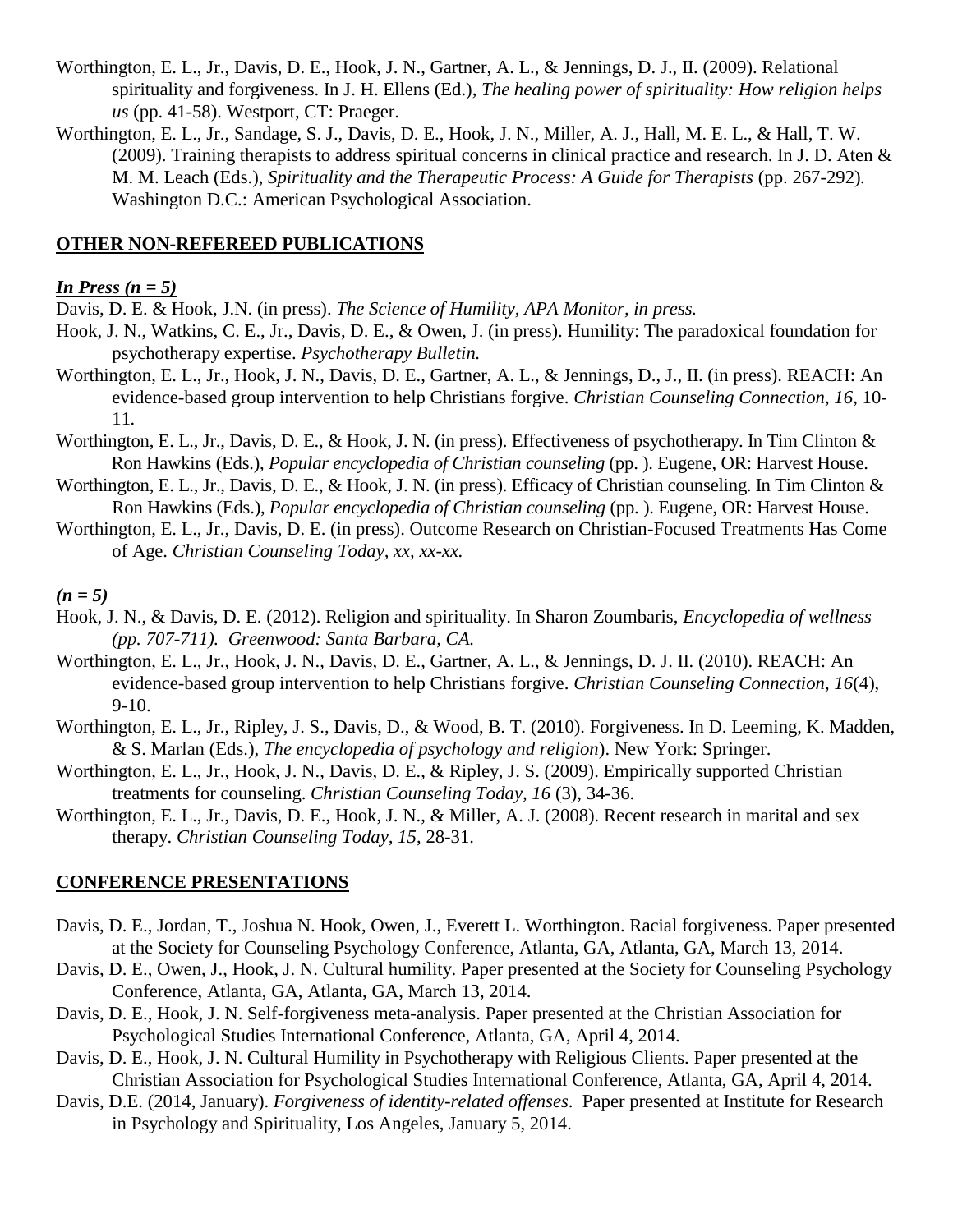Worthington, E. L., Jr., Davis, D. E., Hook, J. N., Gartner, A. L., & Jennings, D. J., II. (2009). Relational spirituality and forgiveness. In J. H. Ellens (Ed.), *The healing power of spirituality: How religion helps us* (pp. 41-58). Westport, CT: Praeger.

Worthington, E. L., Jr., Sandage, S. J., Davis, D. E., Hook, J. N., Miller, A. J., Hall, M. E. L., & Hall, T. W. (2009). Training therapists to address spiritual concerns in clinical practice and research. In J. D. Aten & M. M. Leach (Eds.), *Spirituality and the Therapeutic Process: A Guide for Therapists* (pp. 267-292). Washington D.C.: American Psychological Association.

## OTHER NON-REFEREED PUBLICATIONS

***In Press (n = 5)***

Davis, D. E. & Hook, J.N. (in press). *The Science of Humility, APA Monitor, in press.*

Hook, J. N., Watkins, C. E., Jr., Davis, D. E., & Owen, J. (in press). Humility: The paradoxical foundation for psychotherapy expertise. *Psychotherapy Bulletin.*

Worthington, E. L., Jr., Hook, J. N., Davis, D. E., Gartner, A. L., & Jennings, D., J., II. (in press). REACH: An evidence-based group intervention to help Christians forgive. *Christian Counseling Connection, 16*, 10-11.

Worthington, E. L., Jr., Davis, D. E., & Hook, J. N. (in press). Effectiveness of psychotherapy. In Tim Clinton & Ron Hawkins (Eds.), *Popular encyclopedia of Christian counseling* (pp. ). Eugene, OR: Harvest House.

Worthington, E. L., Jr., Davis, D. E., & Hook, J. N. (in press). Efficacy of Christian counseling. In Tim Clinton & Ron Hawkins (Eds.), *Popular encyclopedia of Christian counseling* (pp. ). Eugene, OR: Harvest House.

Worthington, E. L., Jr., Davis, D. E. (in press). Outcome Research on Christian-Focused Treatments Has Come of Age. *Christian Counseling Today, xx, xx-xx.*

***(n = 5)***

Hook, J. N., & Davis, D. E. (2012). Religion and spirituality. In Sharon Zoumbaris, *Encyclopedia of wellness (pp. 707-711). Greenwood: Santa Barbara, CA.*

Worthington, E. L., Jr., Hook, J. N., Davis, D. E., Gartner, A. L., & Jennings, D. J. II. (2010). REACH: An evidence-based group intervention to help Christians forgive. *Christian Counseling Connection, 16*(4), 9-10.

Worthington, E. L., Jr., Ripley, J. S., Davis, D., & Wood, B. T. (2010). Forgiveness. In D. Leeming, K. Madden, & S. Marlan (Eds.), *The encyclopedia of psychology and religion*). New York: Springer.

Worthington, E. L., Jr., Hook, J. N., Davis, D. E., & Ripley, J. S. (2009). Empirically supported Christian treatments for counseling. *Christian Counseling Today, 16* (3), 34-36.

Worthington, E. L., Jr., Davis, D. E., Hook, J. N., & Miller, A. J. (2008). Recent research in marital and sex therapy. *Christian Counseling Today, 15*, 28-31.

## CONFERENCE PRESENTATIONS

Davis, D. E., Jordan, T., Joshua N. Hook, Owen, J., Everett L. Worthington. Racial forgiveness. Paper presented at the Society for Counseling Psychology Conference, Atlanta, GA, Atlanta, GA, March 13, 2014.

Davis, D. E., Owen, J., Hook, J. N. Cultural humility. Paper presented at the Society for Counseling Psychology Conference, Atlanta, GA, Atlanta, GA, March 13, 2014.

Davis, D. E., Hook, J. N. Self-forgiveness meta-analysis. Paper presented at the Christian Association for Psychological Studies International Conference, Atlanta, GA, April 4, 2014.

Davis, D. E., Hook, J. N. Cultural Humility in Psychotherapy with Religious Clients. Paper presented at the Christian Association for Psychological Studies International Conference, Atlanta, GA, April 4, 2014.

Davis, D.E. (2014, January). *Forgiveness of identity-related offenses*. Paper presented at Institute for Research in Psychology and Spirituality, Los Angeles, January 5, 2014.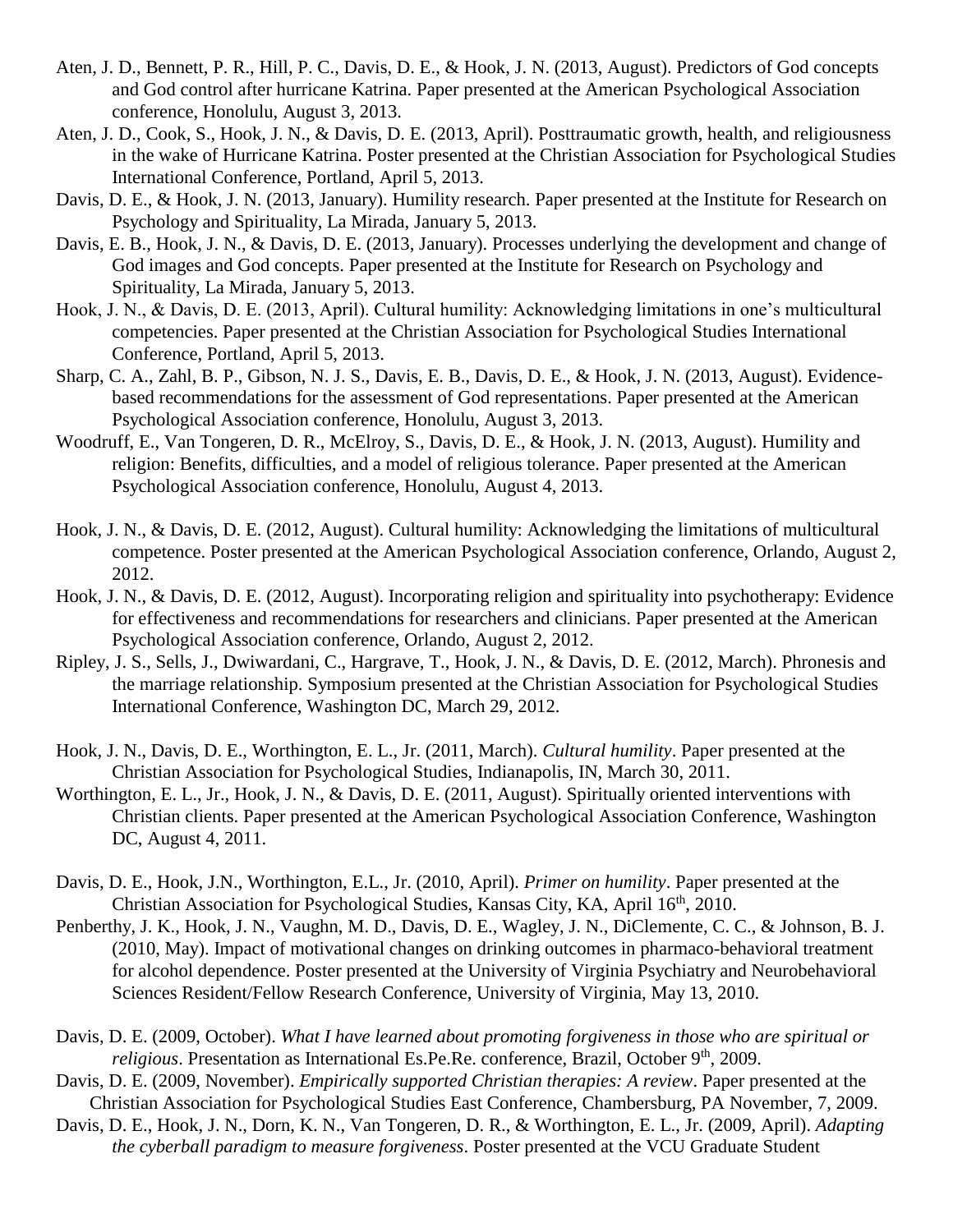Aten, J. D., Bennett, P. R., Hill, P. C., Davis, D. E., & Hook, J. N. (2013, August). Predictors of God concepts and God control after hurricane Katrina. Paper presented at the American Psychological Association conference, Honolulu, August 3, 2013.

Aten, J. D., Cook, S., Hook, J. N., & Davis, D. E. (2013, April). Posttraumatic growth, health, and religiousness in the wake of Hurricane Katrina. Poster presented at the Christian Association for Psychological Studies International Conference, Portland, April 5, 2013.

Davis, D. E., & Hook, J. N. (2013, January). Humility research. Paper presented at the Institute for Research on Psychology and Spirituality, La Mirada, January 5, 2013.

Davis, E. B., Hook, J. N., & Davis, D. E. (2013, January). Processes underlying the development and change of God images and God concepts. Paper presented at the Institute for Research on Psychology and Spirituality, La Mirada, January 5, 2013.

Hook, J. N., & Davis, D. E. (2013, April). Cultural humility: Acknowledging limitations in one's multicultural competencies. Paper presented at the Christian Association for Psychological Studies International Conference, Portland, April 5, 2013.

Sharp, C. A., Zahl, B. P., Gibson, N. J. S., Davis, E. B., Davis, D. E., & Hook, J. N. (2013, August). Evidence-based recommendations for the assessment of God representations. Paper presented at the American Psychological Association conference, Honolulu, August 3, 2013.

Woodruff, E., Van Tongeren, D. R., McElroy, S., Davis, D. E., & Hook, J. N. (2013, August). Humility and religion: Benefits, difficulties, and a model of religious tolerance. Paper presented at the American Psychological Association conference, Honolulu, August 4, 2013.

Hook, J. N., & Davis, D. E. (2012, August). Cultural humility: Acknowledging the limitations of multicultural competence. Poster presented at the American Psychological Association conference, Orlando, August 2, 2012.

Hook, J. N., & Davis, D. E. (2012, August). Incorporating religion and spirituality into psychotherapy: Evidence for effectiveness and recommendations for researchers and clinicians. Paper presented at the American Psychological Association conference, Orlando, August 2, 2012.

Ripley, J. S., Sells, J., Dwiwardani, C., Hargrave, T., Hook, J. N., & Davis, D. E. (2012, March). Phronesis and the marriage relationship. Symposium presented at the Christian Association for Psychological Studies International Conference, Washington DC, March 29, 2012.

Hook, J. N., Davis, D. E., Worthington, E. L., Jr. (2011, March). *Cultural humility*. Paper presented at the Christian Association for Psychological Studies, Indianapolis, IN, March 30, 2011.

Worthington, E. L., Jr., Hook, J. N., & Davis, D. E. (2011, August). Spiritually oriented interventions with Christian clients. Paper presented at the American Psychological Association Conference, Washington DC, August 4, 2011.

Davis, D. E., Hook, J.N., Worthington, E.L., Jr. (2010, April). *Primer on humility*. Paper presented at the Christian Association for Psychological Studies, Kansas City, KA, April 16th, 2010.

Penberthy, J. K., Hook, J. N., Vaughn, M. D., Davis, D. E., Wagley, J. N., DiClemente, C. C., & Johnson, B. J. (2010, May). Impact of motivational changes on drinking outcomes in pharmaco-behavioral treatment for alcohol dependence. Poster presented at the University of Virginia Psychiatry and Neurobehavioral Sciences Resident/Fellow Research Conference, University of Virginia, May 13, 2010.

Davis, D. E. (2009, October). *What I have learned about promoting forgiveness in those who are spiritual or religious*. Presentation as International Es.Pe.Re. conference, Brazil, October 9th, 2009.

Davis, D. E. (2009, November). *Empirically supported Christian therapies: A review*. Paper presented at the Christian Association for Psychological Studies East Conference, Chambersburg, PA November, 7, 2009.

Davis, D. E., Hook, J. N., Dorn, K. N., Van Tongeren, D. R., & Worthington, E. L., Jr. (2009, April). *Adapting the cyberball paradigm to measure forgiveness*. Poster presented at the VCU Graduate Student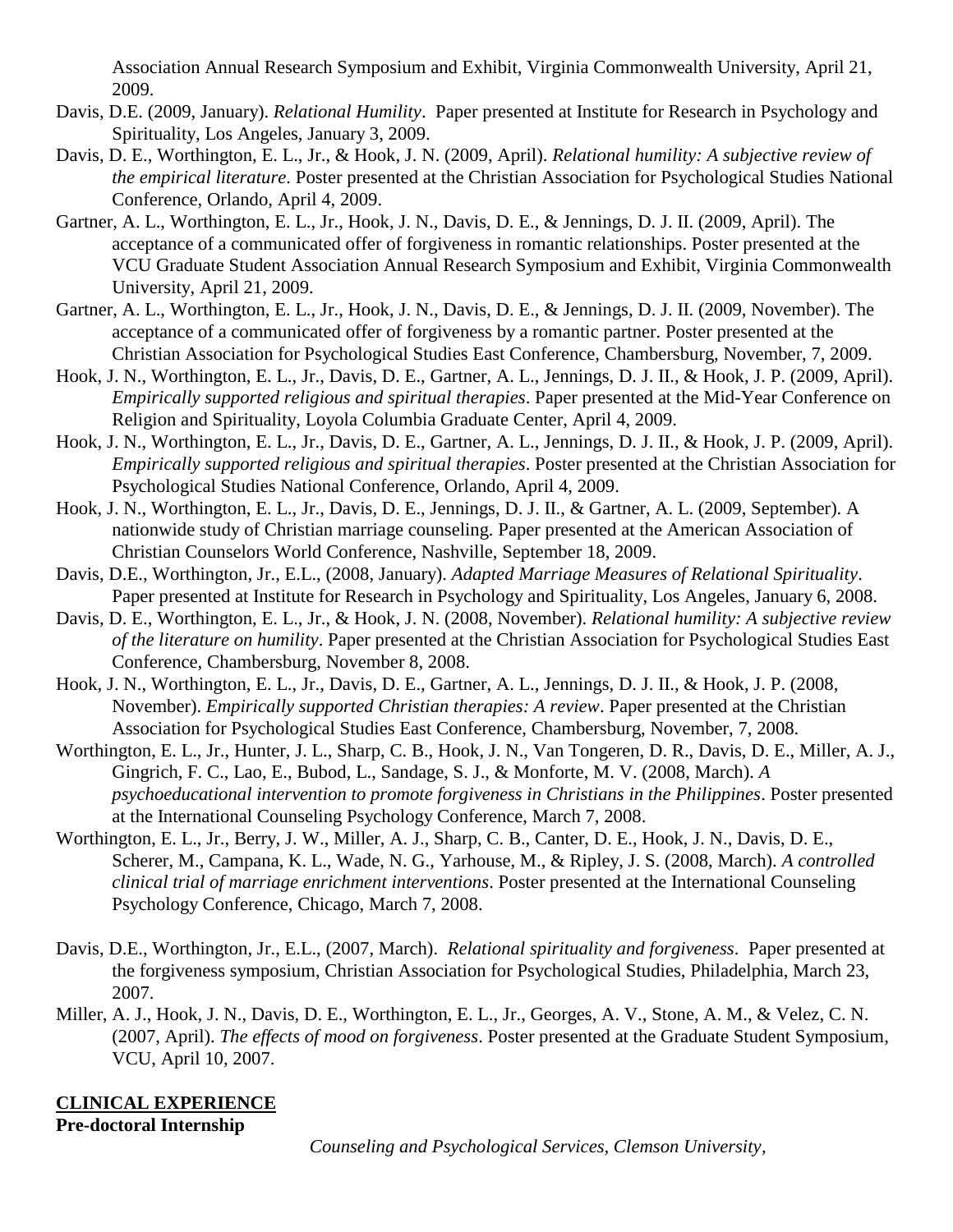Association Annual Research Symposium and Exhibit, Virginia Commonwealth University, April 21, 2009.

Davis, D.E. (2009, January). *Relational Humility*. Paper presented at Institute for Research in Psychology and Spirituality, Los Angeles, January 3, 2009.

Davis, D. E., Worthington, E. L., Jr., & Hook, J. N. (2009, April). *Relational humility: A subjective review of the empirical literature*. Poster presented at the Christian Association for Psychological Studies National Conference, Orlando, April 4, 2009.

Gartner, A. L., Worthington, E. L., Jr., Hook, J. N., Davis, D. E., & Jennings, D. J. II. (2009, April). The acceptance of a communicated offer of forgiveness in romantic relationships. Poster presented at the VCU Graduate Student Association Annual Research Symposium and Exhibit, Virginia Commonwealth University, April 21, 2009.

Gartner, A. L., Worthington, E. L., Jr., Hook, J. N., Davis, D. E., & Jennings, D. J. II. (2009, November). The acceptance of a communicated offer of forgiveness by a romantic partner. Poster presented at the Christian Association for Psychological Studies East Conference, Chambersburg, November, 7, 2009.

Hook, J. N., Worthington, E. L., Jr., Davis, D. E., Gartner, A. L., Jennings, D. J. II., & Hook, J. P. (2009, April). *Empirically supported religious and spiritual therapies*. Paper presented at the Mid-Year Conference on Religion and Spirituality, Loyola Columbia Graduate Center, April 4, 2009.

Hook, J. N., Worthington, E. L., Jr., Davis, D. E., Gartner, A. L., Jennings, D. J. II., & Hook, J. P. (2009, April). *Empirically supported religious and spiritual therapies*. Poster presented at the Christian Association for Psychological Studies National Conference, Orlando, April 4, 2009.

Hook, J. N., Worthington, E. L., Jr., Davis, D. E., Jennings, D. J. II., & Gartner, A. L. (2009, September). A nationwide study of Christian marriage counseling. Paper presented at the American Association of Christian Counselors World Conference, Nashville, September 18, 2009.

Davis, D.E., Worthington, Jr., E.L., (2008, January). *Adapted Marriage Measures of Relational Spirituality*. Paper presented at Institute for Research in Psychology and Spirituality, Los Angeles, January 6, 2008.

Davis, D. E., Worthington, E. L., Jr., & Hook, J. N. (2008, November). *Relational humility: A subjective review of the literature on humility*. Paper presented at the Christian Association for Psychological Studies East Conference, Chambersburg, November 8, 2008.

Hook, J. N., Worthington, E. L., Jr., Davis, D. E., Gartner, A. L., Jennings, D. J. II., & Hook, J. P. (2008, November). *Empirically supported Christian therapies: A review*. Paper presented at the Christian Association for Psychological Studies East Conference, Chambersburg, November, 7, 2008.

Worthington, E. L., Jr., Hunter, J. L., Sharp, C. B., Hook, J. N., Van Tongeren, D. R., Davis, D. E., Miller, A. J., Gingrich, F. C., Lao, E., Bubod, L., Sandage, S. J., & Monforte, M. V. (2008, March). *A psychoeducational intervention to promote forgiveness in Christians in the Philippines*. Poster presented at the International Counseling Psychology Conference, March 7, 2008.

Worthington, E. L., Jr., Berry, J. W., Miller, A. J., Sharp, C. B., Canter, D. E., Hook, J. N., Davis, D. E., Scherer, M., Campana, K. L., Wade, N. G., Yarhouse, M., & Ripley, J. S. (2008, March). *A controlled clinical trial of marriage enrichment interventions*. Poster presented at the International Counseling Psychology Conference, Chicago, March 7, 2008.

Davis, D.E., Worthington, Jr., E.L., (2007, March). *Relational spirituality and forgiveness*. Paper presented at the forgiveness symposium, Christian Association for Psychological Studies, Philadelphia, March 23, 2007.

Miller, A. J., Hook, J. N., Davis, D. E., Worthington, E. L., Jr., Georges, A. V., Stone, A. M., & Velez, C. N. (2007, April). *The effects of mood on forgiveness*. Poster presented at the Graduate Student Symposium, VCU, April 10, 2007.

## CLINICAL EXPERIENCE

**Pre-doctoral Internship**

*Counseling and Psychological Services, Clemson University,*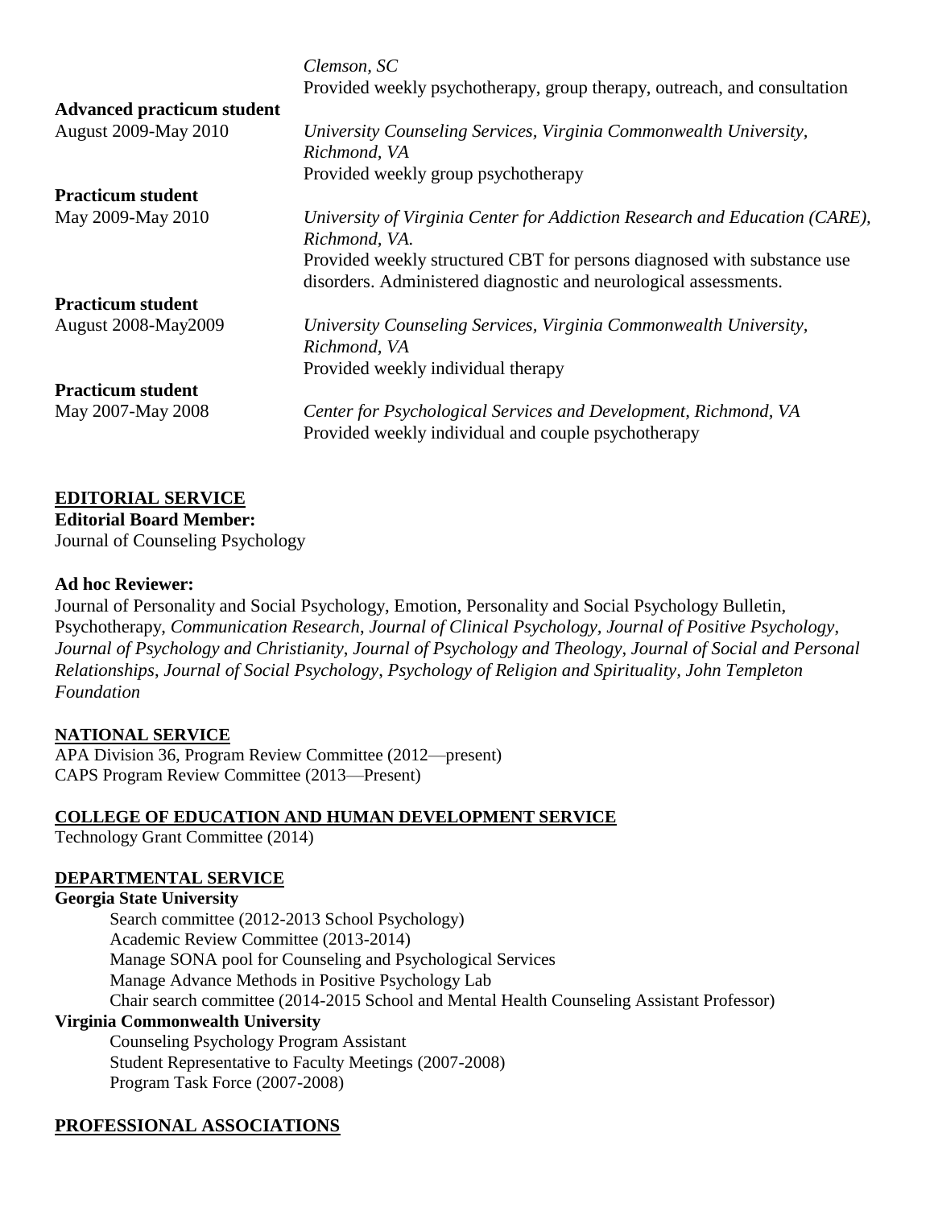*Clemson, SC*
Provided weekly psychotherapy, group therapy, outreach, and consultation

**Advanced practicum student**
August 2009-May 2010
*University Counseling Services, Virginia Commonwealth University, Richmond, VA*
Provided weekly group psychotherapy

**Practicum student**
May 2009-May 2010
*University of Virginia Center for Addiction Research and Education (CARE), Richmond, VA.*
Provided weekly structured CBT for persons diagnosed with substance use disorders. Administered diagnostic and neurological assessments.

**Practicum student**
August 2008-May2009
*University Counseling Services, Virginia Commonwealth University, Richmond, VA*
Provided weekly individual therapy

**Practicum student**
May 2007-May 2008
*Center for Psychological Services and Development, Richmond, VA*
Provided weekly individual and couple psychotherapy

## EDITORIAL SERVICE

**Editorial Board Member:**
Journal of Counseling Psychology

**Ad hoc Reviewer:**
Journal of Personality and Social Psychology, Emotion, Personality and Social Psychology Bulletin, Psychotherapy, *Communication Research*, *Journal of Clinical Psychology*, *Journal of Positive Psychology*, *Journal of Psychology and Christianity*, *Journal of Psychology and Theology*, *Journal of Social and Personal Relationships*, *Journal of Social Psychology*, *Psychology of Religion and Spirituality*, *John Templeton Foundation*

## NATIONAL SERVICE

APA Division 36, Program Review Committee (2012—present)
CAPS Program Review Committee (2013—Present)

## COLLEGE OF EDUCATION AND HUMAN DEVELOPMENT SERVICE

Technology Grant Committee (2014)

## DEPARTMENTAL SERVICE

**Georgia State University**

- Search committee (2012-2013 School Psychology)
- Academic Review Committee (2013-2014)
- Manage SONA pool for Counseling and Psychological Services
- Manage Advance Methods in Positive Psychology Lab
- Chair search committee (2014-2015 School and Mental Health Counseling Assistant Professor)

**Virginia Commonwealth University**

- Counseling Psychology Program Assistant
- Student Representative to Faculty Meetings (2007-2008)
- Program Task Force (2007-2008)

## PROFESSIONAL ASSOCIATIONS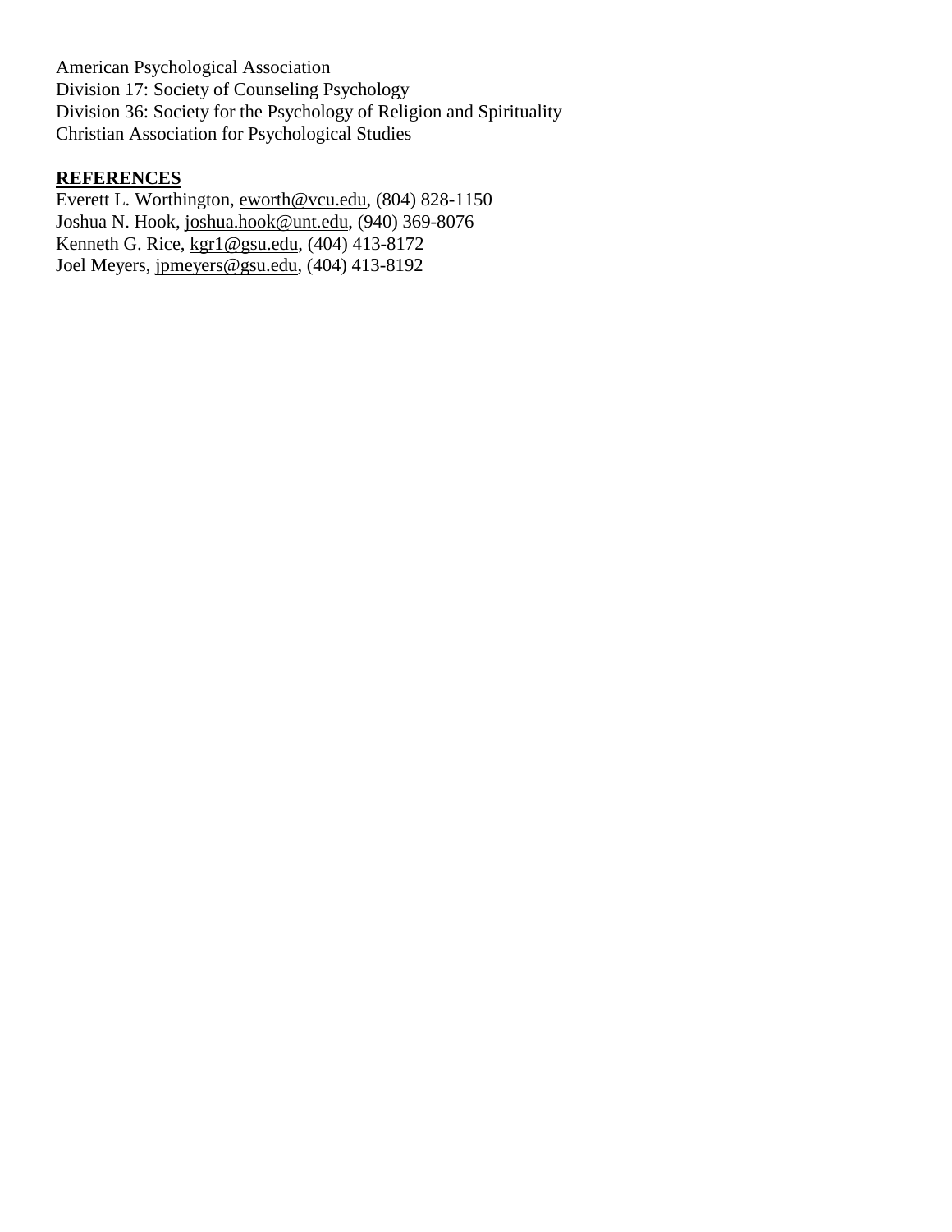American Psychological Association  
Division 17: Society of Counseling Psychology  
Division 36: Society for the Psychology of Religion and Spirituality  
Christian Association for Psychological Studies

**REFERENCES**

Everett L. Worthington, eworth@vcu.edu, (804) 828-1150  
Joshua N. Hook, joshua.hook@unt.edu, (940) 369-8076  
Kenneth G. Rice, kgr1@gsu.edu, (404) 413-8172  
Joel Meyers, jpmeyers@gsu.edu, (404) 413-8192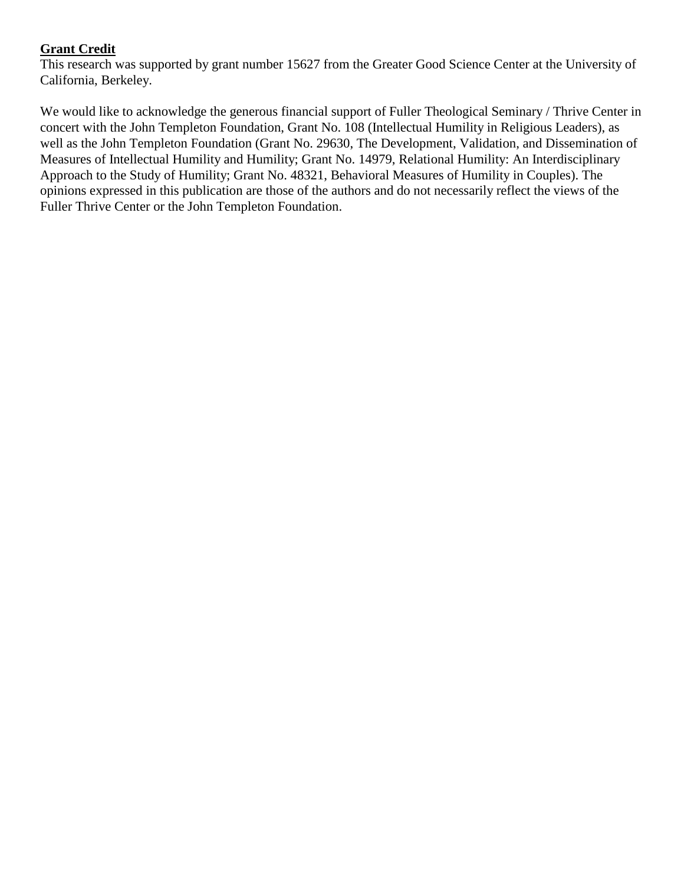**Grant Credit**

This research was supported by grant number 15627 from the Greater Good Science Center at the University of California, Berkeley.

We would like to acknowledge the generous financial support of Fuller Theological Seminary / Thrive Center in concert with the John Templeton Foundation, Grant No. 108 (Intellectual Humility in Religious Leaders), as well as the John Templeton Foundation (Grant No. 29630, The Development, Validation, and Dissemination of Measures of Intellectual Humility and Humility; Grant No. 14979, Relational Humility: An Interdisciplinary Approach to the Study of Humility; Grant No. 48321, Behavioral Measures of Humility in Couples). The opinions expressed in this publication are those of the authors and do not necessarily reflect the views of the Fuller Thrive Center or the John Templeton Foundation.